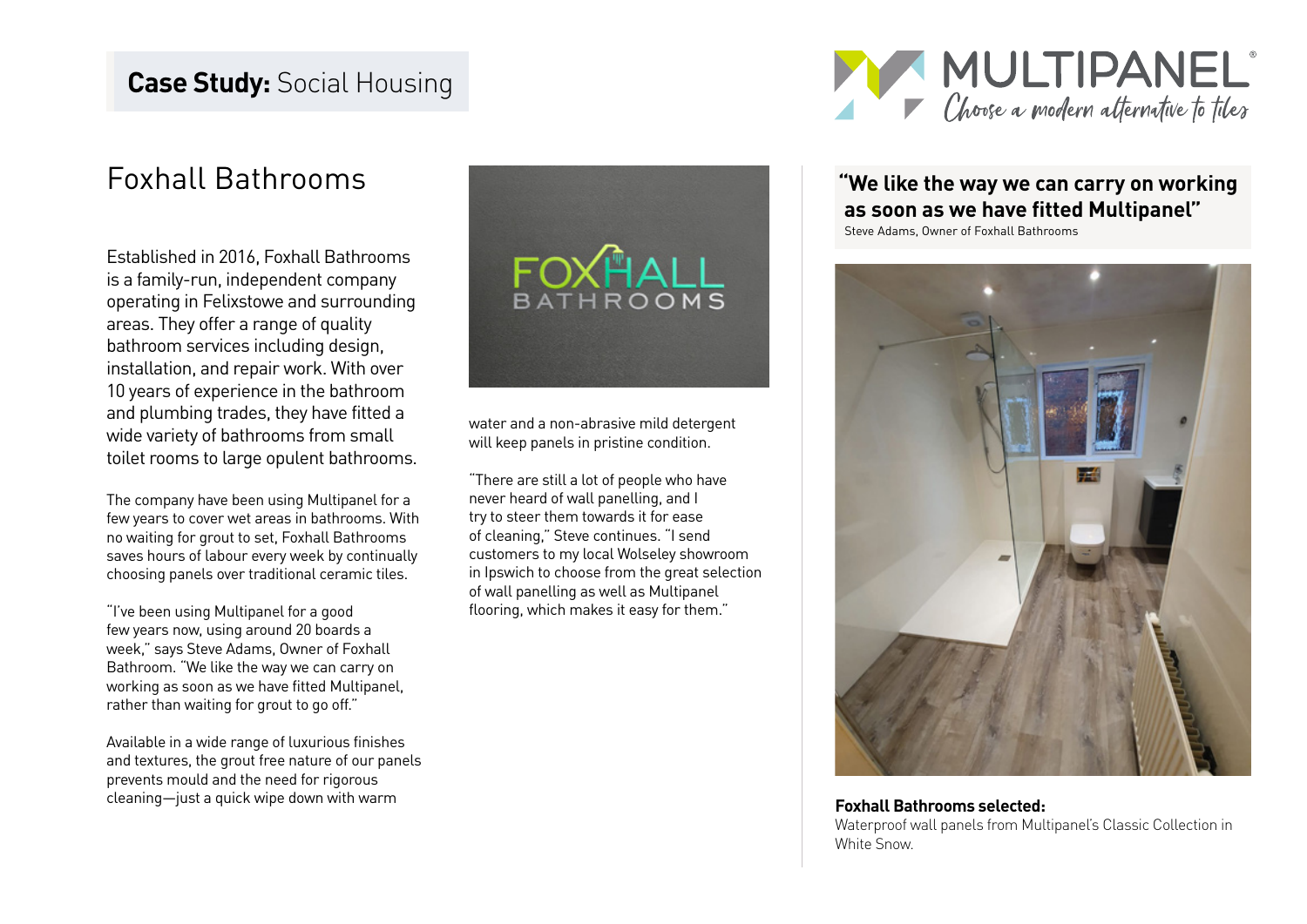**Case Study:** Social Housing

MULTIPANEL

*Choose a modern alternative to tiles*

# Foxhall Bathrooms

Established in 2016, Foxhall Bathrooms is a family-run, independent company operating in Felixstowe and surrounding areas. They offer a range of quality bathroom services including design, installation, and repair work. With over 10 years of experience in the bathroom and plumbing trades, they have fitted a wide variety of bathrooms from small toilet rooms to large opulent bathrooms.

The company have been using Multipanel for a few years to cover wet areas in bathrooms. With no waiting for grout to set, Foxhall Bathrooms saves hours of labour every week by continually choosing panels over traditional ceramic tiles.

"I've been using Multipanel for a good few years now, using around 20 boards a week," says Steve Adams, Owner of Foxhall Bathroom. "We like the way we can carry on working as soon as we have fitted Multipanel, rather than waiting for grout to go off."

Available in a wide range of luxurious finishes and textures, the grout free nature of our panels prevents mould and the need for rigorous cleaning—just a quick wipe down with warm water and a non-abrasive mild detergent will keep panels in pristine condition.

"There are still a lot of people who have never heard of wall panelling, and I try to steer them towards it for ease of cleaning," Steve continues. "I send customers to my local Wolseley showroom in Ipswich to choose from the great selection of wall panelling as well as Multipanel flooring, which makes it easy for them."

**"We like the way we can carry on working as soon as we have fitted Multipanel"**

Steve Adams, Owner of Foxhall Bathrooms

**Foxhall Bathrooms selected:**

Waterproof wall panels from Multipanel's Classic Collection in White Snow.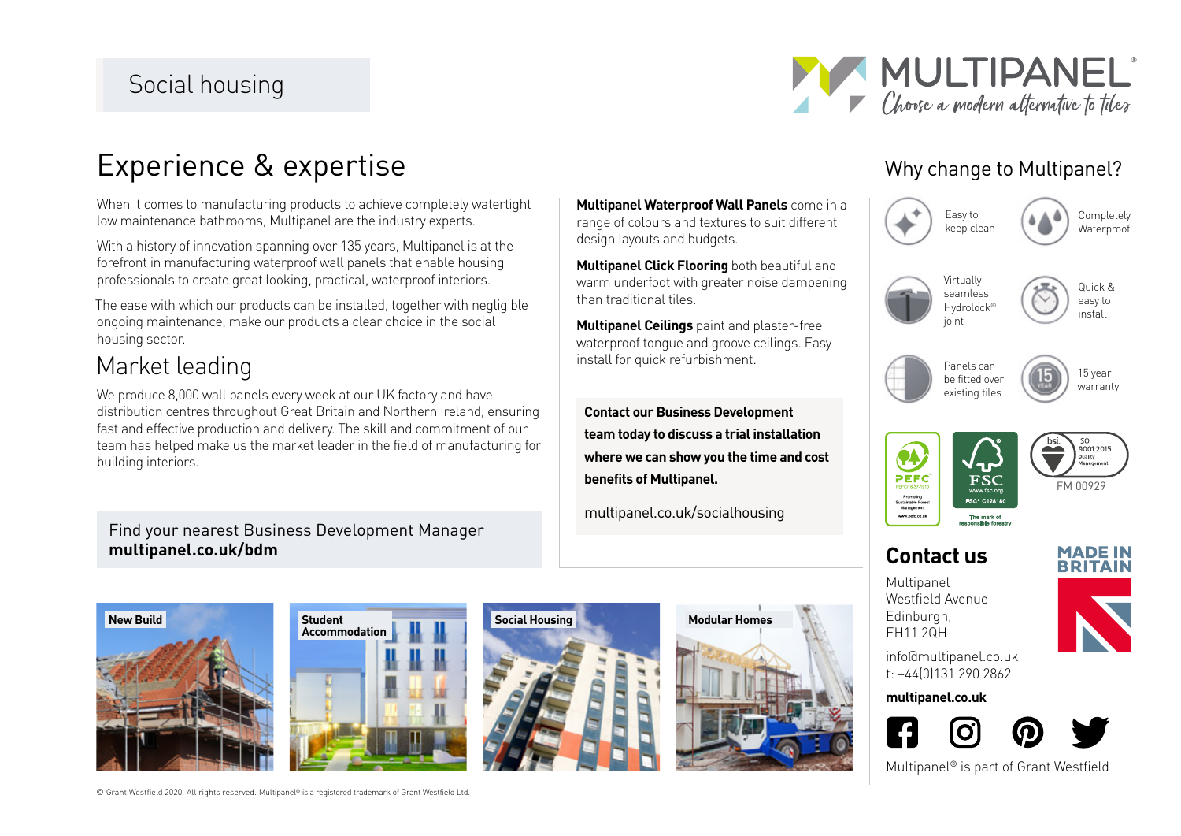## Social housing

MULTIPANEL®

*Choose a modern alternative to tiles*

# Experience & expertise

When it comes to manufacturing products to achieve completely watertight low maintenance bathrooms, Multipanel are the industry experts.

With a history of innovation spanning over 135 years, Multipanel is at the forefront in manufacturing waterproof wall panels that enable housing professionals to create great looking, practical, waterproof interiors.

The ease with which our products can be installed, together with negligible ongoing maintenance, make our products a clear choice in the social housing sector.

# Market leading

We produce 8,000 wall panels every week at our UK factory and have distribution centres throughout Great Britain and Northern Ireland, ensuring fast and effective production and delivery. The skill and commitment of our team has helped make us the market leader in the field of manufacturing for building interiors.

Find your nearest Business Development Manager
**multipanel.co.uk/bdm**

**Multipanel Waterproof Wall Panels** come in a range of colours and textures to suit different design layouts and budgets.

**Multipanel Click Flooring** both beautiful and warm underfoot with greater noise dampening than traditional tiles.

**Multipanel Ceilings** paint and plaster-free waterproof tongue and groove ceilings. Easy install for quick refurbishment.

**Contact our Business Development team today to discuss a trial installation where we can show you the time and cost benefits of Multipanel.**

multipanel.co.uk/socialhousing

## Why change to Multipanel?

- Easy to keep clean
- Completely Waterproof
- Virtually seamless Hydrolock® joint
- Quick & easy to install
- Panels can be fitted over existing tiles
- 15 year warranty

PEFC — Promoting Sustainable Forest Management — www.pefc.co.uk

FSC — www.fsc.org — FSC® C128180 — The mark of responsible forestry

bsi. ISO 9001:2015 Quality Management — FM 00929

## Contact us

Multipanel
Westfield Avenue
Edinburgh,
EH11 2QH

info@multipanel.co.uk
t: +44(0)131 290 2862

**multipanel.co.uk**

MADE IN BRITAIN

Multipanel® is part of Grant Westfield

New Build

Student Accommodation

Social Housing

Modular Homes

© Grant Westfield 2020. All rights reserved. Multipanel® is a registered trademark of Grant Westfield Ltd.